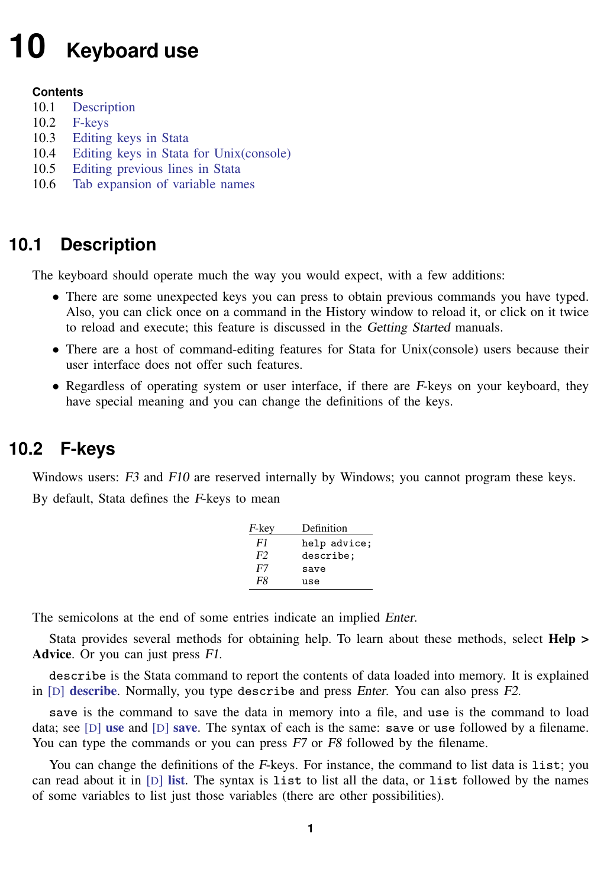# 10 Keyboard use

**Contents**

10.1 Description
10.2 F-keys
10.3 Editing keys in Stata
10.4 Editing keys in Stata for Unix(console)
10.5 Editing previous lines in Stata
10.6 Tab expansion of variable names

## 10.1 Description

The keyboard should operate much the way you would expect, with a few additions:

- There are some unexpected keys you can press to obtain previous commands you have typed. Also, you can click once on a command in the History window to reload it, or click on it twice to reload and execute; this feature is discussed in the *Getting Started* manuals.
- There are a host of command-editing features for Stata for Unix(console) users because their user interface does not offer such features.
- Regardless of operating system or user interface, if there are *F*-keys on your keyboard, they have special meaning and you can change the definitions of the keys.

## 10.2 F-keys

Windows users: *F3* and *F10* are reserved internally by Windows; you cannot program these keys.

By default, Stata defines the *F*-keys to mean

| *F*-key | Definition |
|---|---|
| *F1* | `help advice;` |
| *F2* | `describe;` |
| *F7* | `save` |
| *F8* | `use` |

The semicolons at the end of some entries indicate an implied *Enter*.

Stata provides several methods for obtaining help. To learn about these methods, select **Help > Advice**. Or you can just press *F1*.

`describe` is the Stata command to report the contents of data loaded into memory. It is explained in [D] **describe**. Normally, you type `describe` and press *Enter*. You can also press *F2*.

`save` is the command to save the data in memory into a file, and `use` is the command to load data; see [D] **use** and [D] **save**. The syntax of each is the same: `save` or `use` followed by a filename. You can type the commands or you can press *F7* or *F8* followed by the filename.

You can change the definitions of the *F*-keys. For instance, the command to list data is `list`; you can read about it in [D] **list**. The syntax is `list` to list all the data, or `list` followed by the names of some variables to list just those variables (there are other possibilities).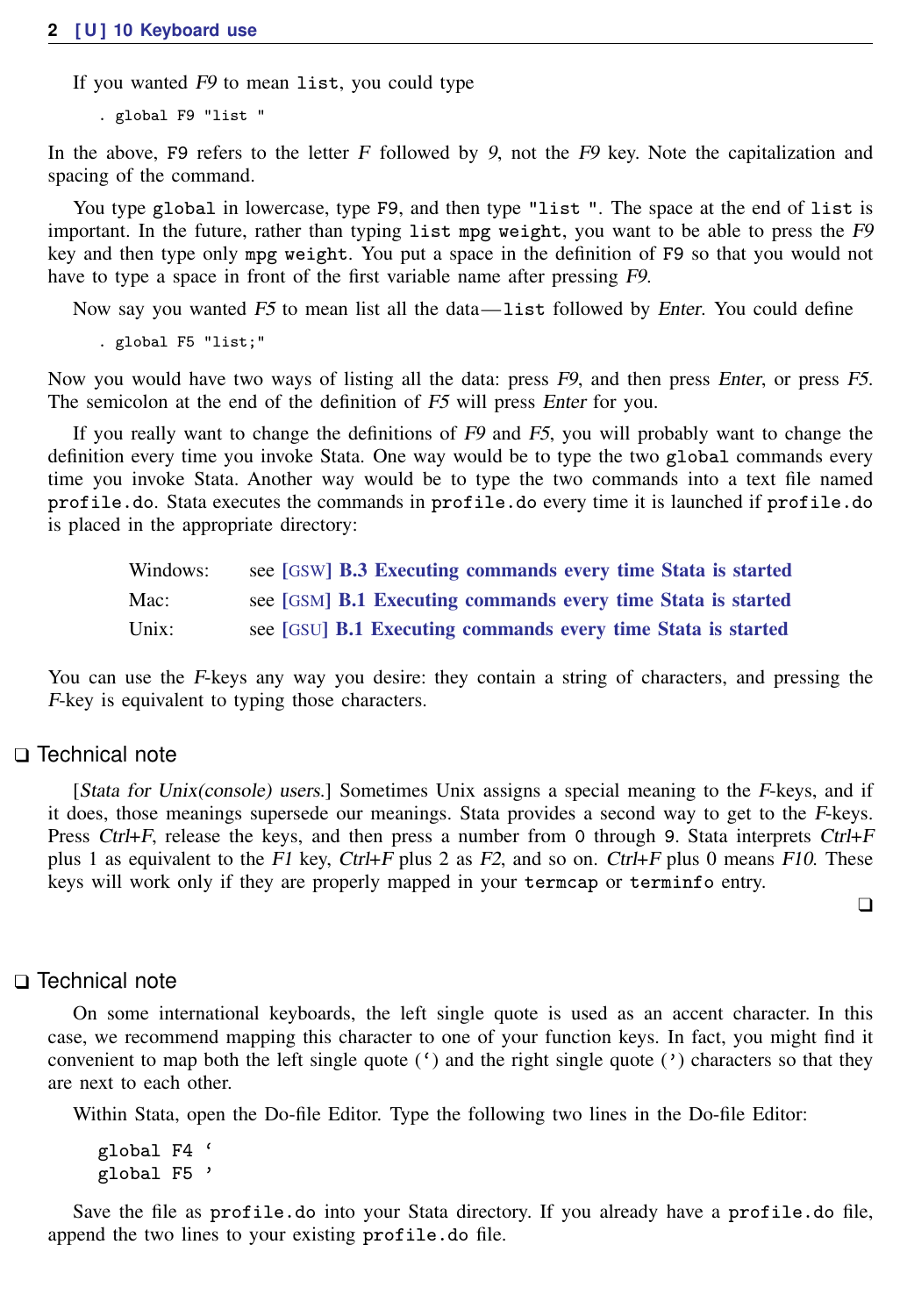If you wanted *F9* to mean `list`, you could type

```
. global F9 "list "
```

In the above, `F9` refers to the letter *F* followed by *9*, not the *F9* key. Note the capitalization and spacing of the command.

You type `global` in lowercase, type `F9`, and then type `"list "`. The space at the end of `list` is important. In the future, rather than typing `list mpg weight`, you want to be able to press the *F9* key and then type only `mpg weight`. You put a space in the definition of `F9` so that you would not have to type a space in front of the first variable name after pressing *F9*.

Now say you wanted *F5* to mean list all the data—`list` followed by *Enter*. You could define

```
. global F5 "list;"
```

Now you would have two ways of listing all the data: press *F9*, and then press *Enter*, or press *F5*. The semicolon at the end of the definition of *F5* will press *Enter* for you.

If you really want to change the definitions of *F9* and *F5*, you will probably want to change the definition every time you invoke Stata. One way would be to type the two `global` commands every time you invoke Stata. Another way would be to type the two commands into a text file named `profile.do`. Stata executes the commands in `profile.do` every time it is launched if `profile.do` is placed in the appropriate directory:

| | |
|---|---|
| Windows: | see [GSW] **B.3 Executing commands every time Stata is started** |
| Mac: | see [GSM] **B.1 Executing commands every time Stata is started** |
| Unix: | see [GSU] **B.1 Executing commands every time Stata is started** |

You can use the *F*-keys any way you desire: they contain a string of characters, and pressing the *F*-key is equivalent to typing those characters.

## ❑ Technical note

[*Stata for Unix(console) users.*] Sometimes Unix assigns a special meaning to the *F*-keys, and if it does, those meanings supersede our meanings. Stata provides a second way to get to the *F*-keys. Press *Ctrl+F*, release the keys, and then press a number from `0` through `9`. Stata interprets *Ctrl+F* plus `1` as equivalent to the *F1* key, *Ctrl+F* plus `2` as *F2*, and so on. *Ctrl+F* plus `0` means *F10*. These keys will work only if they are properly mapped in your `termcap` or `terminfo` entry.

❑

## ❑ Technical note

On some international keyboards, the left single quote is used as an accent character. In this case, we recommend mapping this character to one of your function keys. In fact, you might find it convenient to map both the left single quote (‘) and the right single quote (’) characters so that they are next to each other.

Within Stata, open the Do-file Editor. Type the following two lines in the Do-file Editor:

```
global F4 ‘
global F5 ’
```

Save the file as `profile.do` into your Stata directory. If you already have a `profile.do` file, append the two lines to your existing `profile.do` file.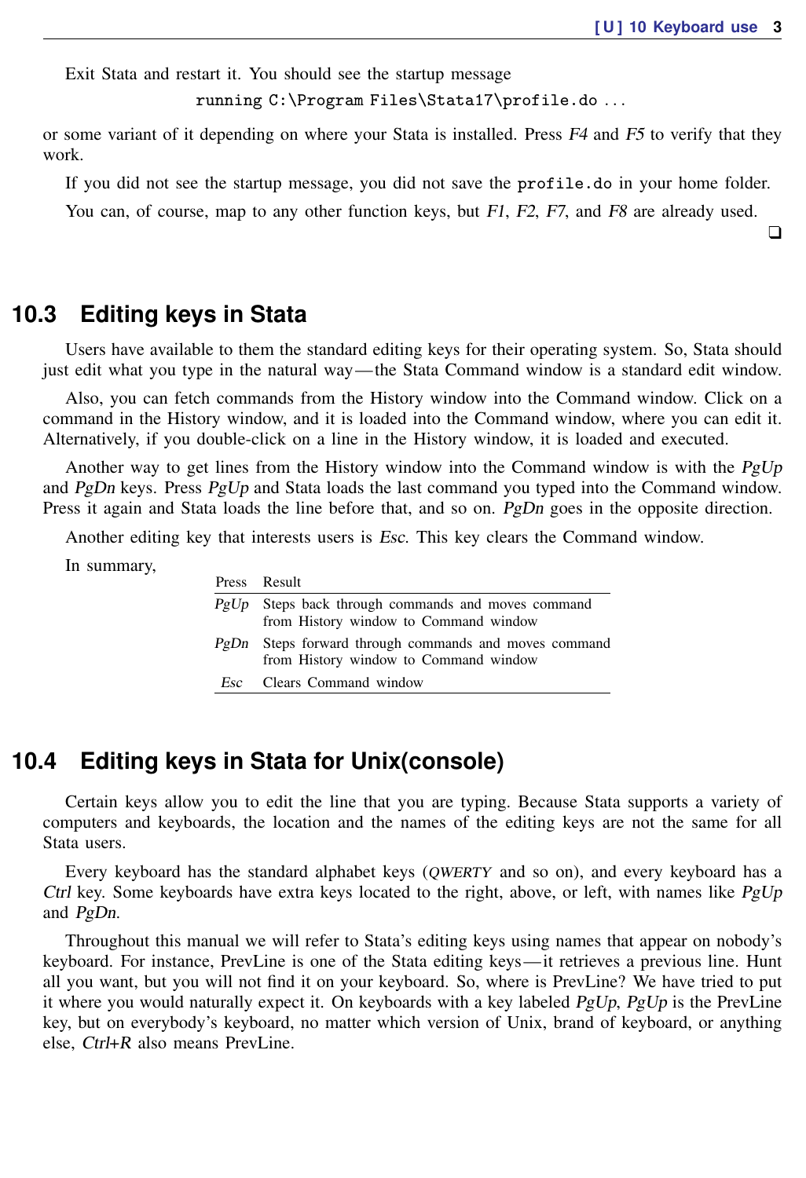Exit Stata and restart it. You should see the startup message

```
running C:\Program Files\Stata17\profile.do ...
```

or some variant of it depending on where your Stata is installed. Press *F4* and *F5* to verify that they work.

If you did not see the startup message, you did not save the `profile.do` in your home folder.

You can, of course, map to any other function keys, but *F1*, *F2*, *F7*, and *F8* are already used.

❑

## 10.3 Editing keys in Stata

Users have available to them the standard editing keys for their operating system. So, Stata should just edit what you type in the natural way—the Stata Command window is a standard edit window.

Also, you can fetch commands from the History window into the Command window. Click on a command in the History window, and it is loaded into the Command window, where you can edit it. Alternatively, if you double-click on a line in the History window, it is loaded and executed.

Another way to get lines from the History window into the Command window is with the *PgUp* and *PgDn* keys. Press *PgUp* and Stata loads the last command you typed into the Command window. Press it again and Stata loads the line before that, and so on. *PgDn* goes in the opposite direction.

Another editing key that interests users is *Esc*. This key clears the Command window.

In summary,

| Press | Result |
|---|---|
| *PgUp* | Steps back through commands and moves command from History window to Command window |
| *PgDn* | Steps forward through commands and moves command from History window to Command window |
| *Esc* | Clears Command window |

## 10.4 Editing keys in Stata for Unix(console)

Certain keys allow you to edit the line that you are typing. Because Stata supports a variety of computers and keyboards, the location and the names of the editing keys are not the same for all Stata users.

Every keyboard has the standard alphabet keys (*QWERTY* and so on), and every keyboard has a *Ctrl* key. Some keyboards have extra keys located to the right, above, or left, with names like *PgUp* and *PgDn*.

Throughout this manual we will refer to Stata's editing keys using names that appear on nobody's keyboard. For instance, PrevLine is one of the Stata editing keys—it retrieves a previous line. Hunt all you want, but you will not find it on your keyboard. So, where is PrevLine? We have tried to put it where you would naturally expect it. On keyboards with a key labeled *PgUp*, *PgUp* is the PrevLine key, but on everybody's keyboard, no matter which version of Unix, brand of keyboard, or anything else, *Ctrl+R* also means PrevLine.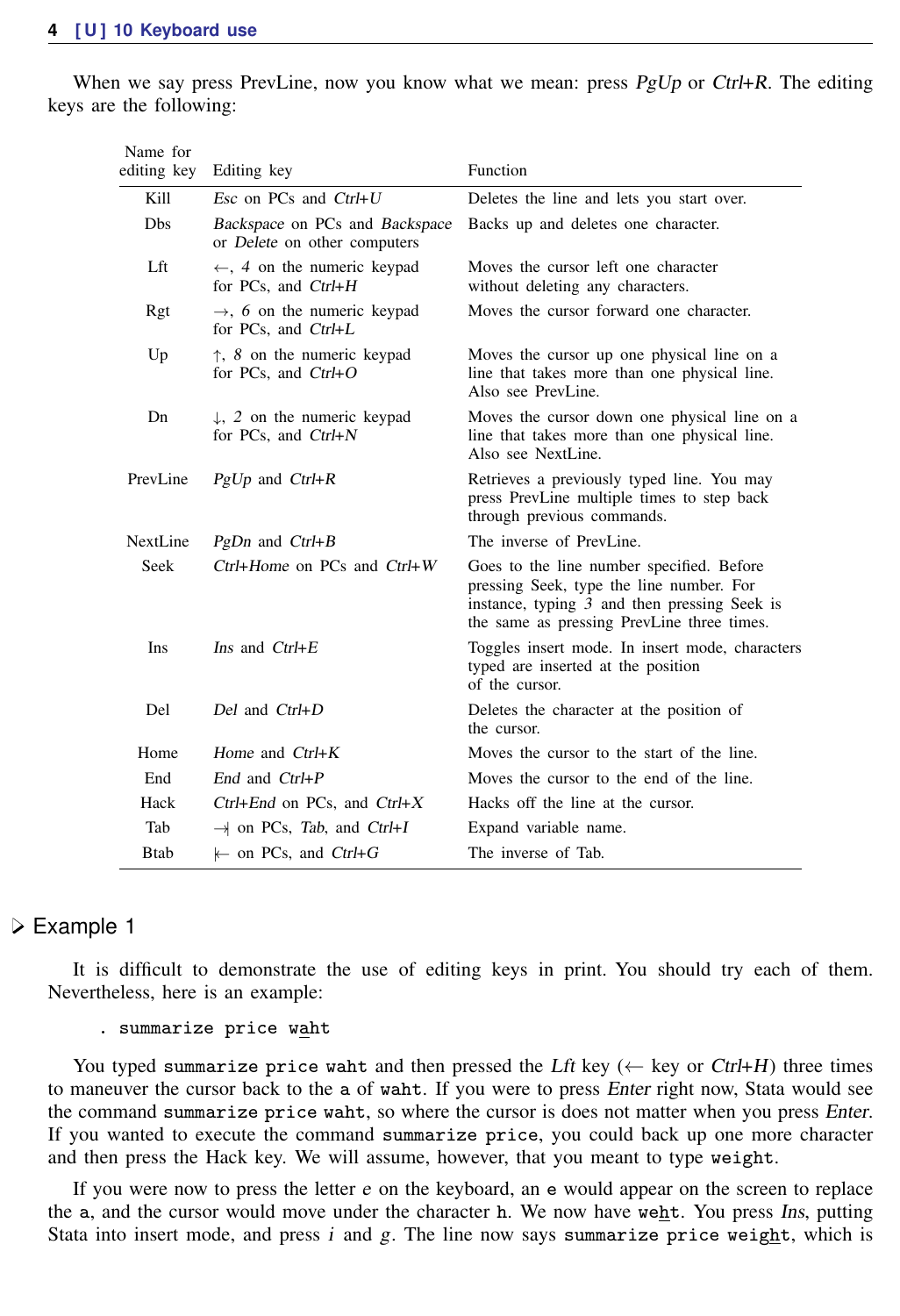When we say press PrevLine, now you know what we mean: press *PgUp* or *Ctrl+R*. The editing keys are the following:

| Name for editing key | Editing key | Function |
|---|---|---|
| Kill | *Esc* on PCs and *Ctrl+U* | Deletes the line and lets you start over. |
| Dbs | *Backspace* on PCs and *Backspace* or *Delete* on other computers | Backs up and deletes one character. |
| Lft | ←, *4* on the numeric keypad for PCs, and *Ctrl+H* | Moves the cursor left one character without deleting any characters. |
| Rgt | →, *6* on the numeric keypad for PCs, and *Ctrl+L* | Moves the cursor forward one character. |
| Up | ↑, *8* on the numeric keypad for PCs, and *Ctrl+O* | Moves the cursor up one physical line on a line that takes more than one physical line. Also see PrevLine. |
| Dn | ↓, *2* on the numeric keypad for PCs, and *Ctrl+N* | Moves the cursor down one physical line on a line that takes more than one physical line. Also see NextLine. |
| PrevLine | *PgUp* and *Ctrl+R* | Retrieves a previously typed line. You may press PrevLine multiple times to step back through previous commands. |
| NextLine | *PgDn* and *Ctrl+B* | The inverse of PrevLine. |
| Seek | *Ctrl+Home* on PCs and *Ctrl+W* | Goes to the line number specified. Before pressing Seek, type the line number. For instance, typing *3* and then pressing Seek is the same as pressing PrevLine three times. |
| Ins | *Ins* and *Ctrl+E* | Toggles insert mode. In insert mode, characters typed are inserted at the position of the cursor. |
| Del | *Del* and *Ctrl+D* | Deletes the character at the position of the cursor. |
| Home | *Home* and *Ctrl+K* | Moves the cursor to the start of the line. |
| End | *End* and *Ctrl+P* | Moves the cursor to the end of the line. |
| Hack | *Ctrl+End* on PCs, and *Ctrl+X* | Hacks off the line at the cursor. |
| Tab | ⇥ on PCs, *Tab*, and *Ctrl+I* | Expand variable name. |
| Btab | ⇤ on PCs, and *Ctrl+G* | The inverse of Tab. |

### ▷ Example 1

It is difficult to demonstrate the use of editing keys in print. You should try each of them. Nevertheless, here is an example:

```
. summarize price waht
```

You typed `summarize price waht` and then pressed the *Lft* key (← key or *Ctrl+H*) three times to maneuver the cursor back to the `a` of `waht`. If you were to press *Enter* right now, Stata would see the command `summarize price waht`, so where the cursor is does not matter when you press *Enter*. If you wanted to execute the command `summarize price`, you could back up one more character and then press the Hack key. We will assume, however, that you meant to type `weight`.

If you were now to press the letter *e* on the keyboard, an `e` would appear on the screen to replace the `a`, and the cursor would move under the character `h`. We now have `weht`. You press *Ins*, putting Stata into insert mode, and press *i* and *g*. The line now says `summarize price weight`, which is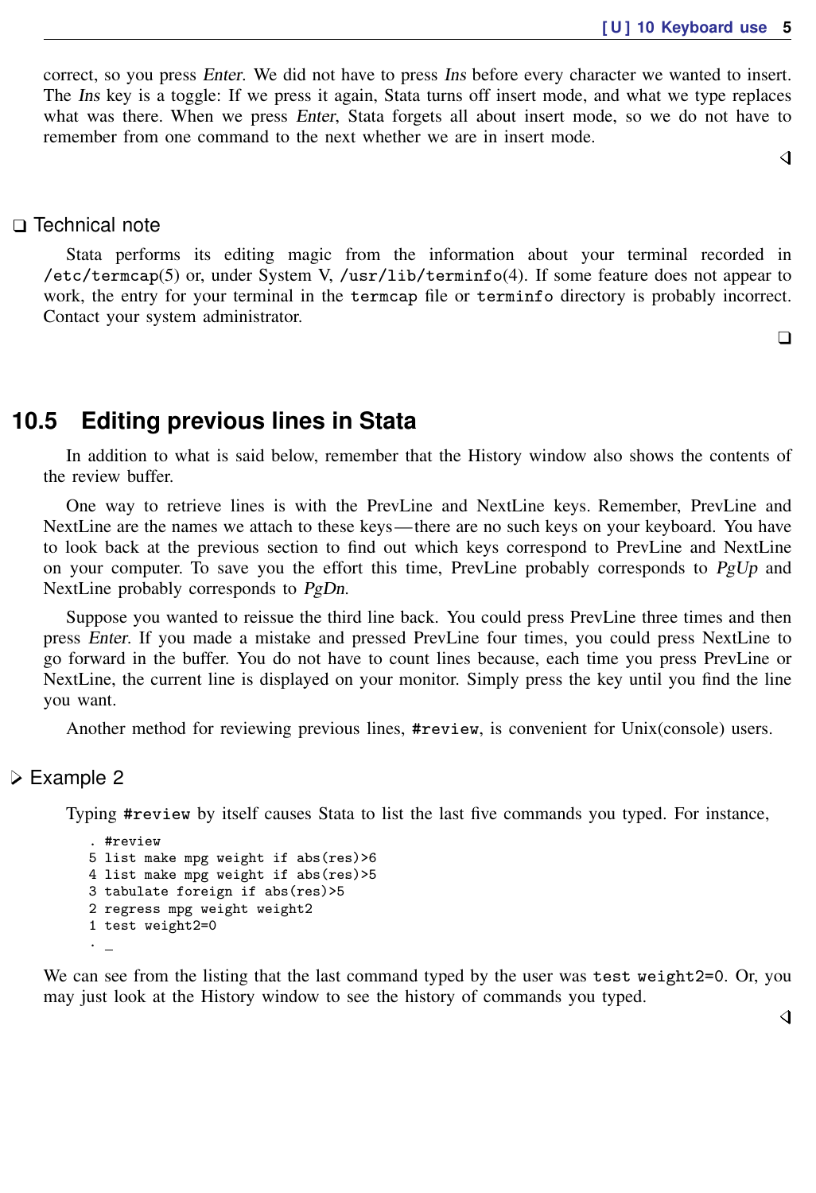correct, so you press *Enter*. We did not have to press *Ins* before every character we wanted to insert. The *Ins* key is a toggle: If we press it again, Stata turns off insert mode, and what we type replaces what was there. When we press *Enter*, Stata forgets all about insert mode, so we do not have to remember from one command to the next whether we are in insert mode.

◁

❑ Technical note

Stata performs its editing magic from the information about your terminal recorded in `/etc/termcap`(5) or, under System V, `/usr/lib/terminfo`(4). If some feature does not appear to work, the entry for your terminal in the `termcap` file or `terminfo` directory is probably incorrect. Contact your system administrator.

❑

## 10.5 Editing previous lines in Stata

In addition to what is said below, remember that the History window also shows the contents of the review buffer.

One way to retrieve lines is with the PrevLine and NextLine keys. Remember, PrevLine and NextLine are the names we attach to these keys—there are no such keys on your keyboard. You have to look back at the previous section to find out which keys correspond to PrevLine and NextLine on your computer. To save you the effort this time, PrevLine probably corresponds to *PgUp* and NextLine probably corresponds to *PgDn*.

Suppose you wanted to reissue the third line back. You could press PrevLine three times and then press *Enter*. If you made a mistake and pressed PrevLine four times, you could press NextLine to go forward in the buffer. You do not have to count lines because, each time you press PrevLine or NextLine, the current line is displayed on your monitor. Simply press the key until you find the line you want.

Another method for reviewing previous lines, `#review`, is convenient for Unix(console) users.

▷ Example 2

Typing `#review` by itself causes Stata to list the last five commands you typed. For instance,

```
. #review
5 list make mpg weight if abs(res)>6
4 list make mpg weight if abs(res)>5
3 tabulate foreign if abs(res)>5
2 regress mpg weight weight2
1 test weight2=0
. _
```

We can see from the listing that the last command typed by the user was `test weight2=0`. Or, you may just look at the History window to see the history of commands you typed.

◁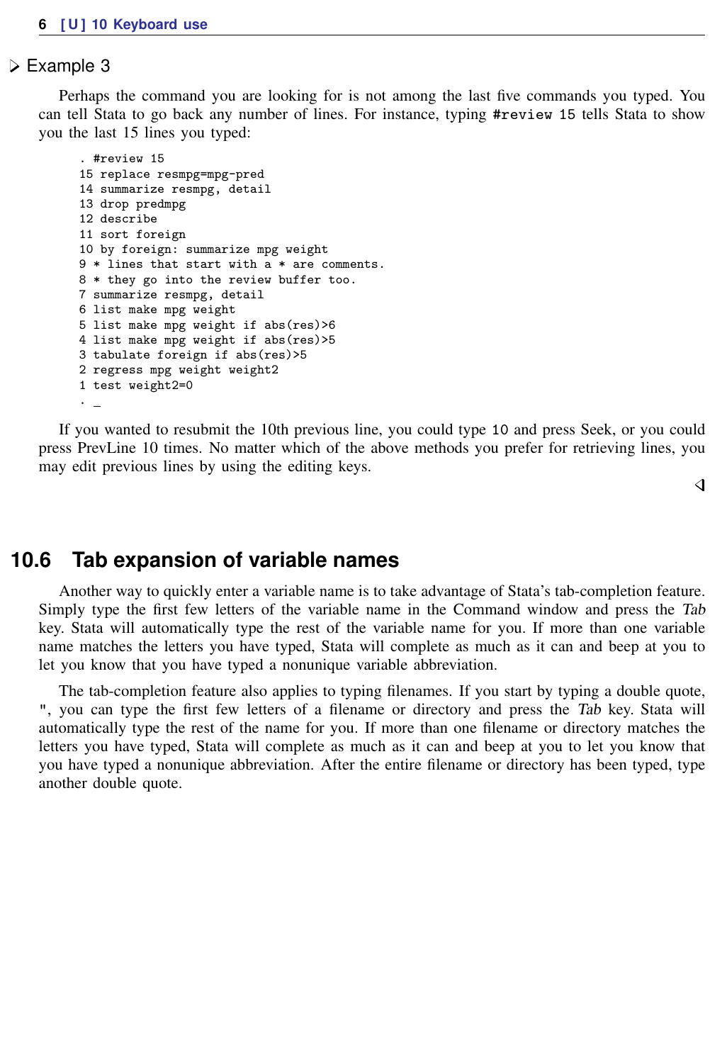## ▷ Example 3

Perhaps the command you are looking for is not among the last five commands you typed. You can tell Stata to go back any number of lines. For instance, typing `#review 15` tells Stata to show you the last 15 lines you typed:

```
. #review 15
15 replace resmpg=mpg-pred
14 summarize resmpg, detail
13 drop predmpg
12 describe
11 sort foreign
10 by foreign: summarize mpg weight
9 * lines that start with a * are comments.
8 * they go into the review buffer too.
7 summarize resmpg, detail
6 list make mpg weight
5 list make mpg weight if abs(res)>6
4 list make mpg weight if abs(res)>5
3 tabulate foreign if abs(res)>5
2 regress mpg weight weight2
1 test weight2=0
. _
```

If you wanted to resubmit the 10th previous line, you could type `10` and press Seek, or you could press PrevLine 10 times. No matter which of the above methods you prefer for retrieving lines, you may edit previous lines by using the editing keys.

◁

## 10.6 Tab expansion of variable names

Another way to quickly enter a variable name is to take advantage of Stata's tab-completion feature. Simply type the first few letters of the variable name in the Command window and press the *Tab* key. Stata will automatically type the rest of the variable name for you. If more than one variable name matches the letters you have typed, Stata will complete as much as it can and beep at you to let you know that you have typed a nonunique variable abbreviation.

The tab-completion feature also applies to typing filenames. If you start by typing a double quote, `"`, you can type the first few letters of a filename or directory and press the *Tab* key. Stata will automatically type the rest of the name for you. If more than one filename or directory matches the letters you have typed, Stata will complete as much as it can and beep at you to let you know that you have typed a nonunique abbreviation. After the entire filename or directory has been typed, type another double quote.